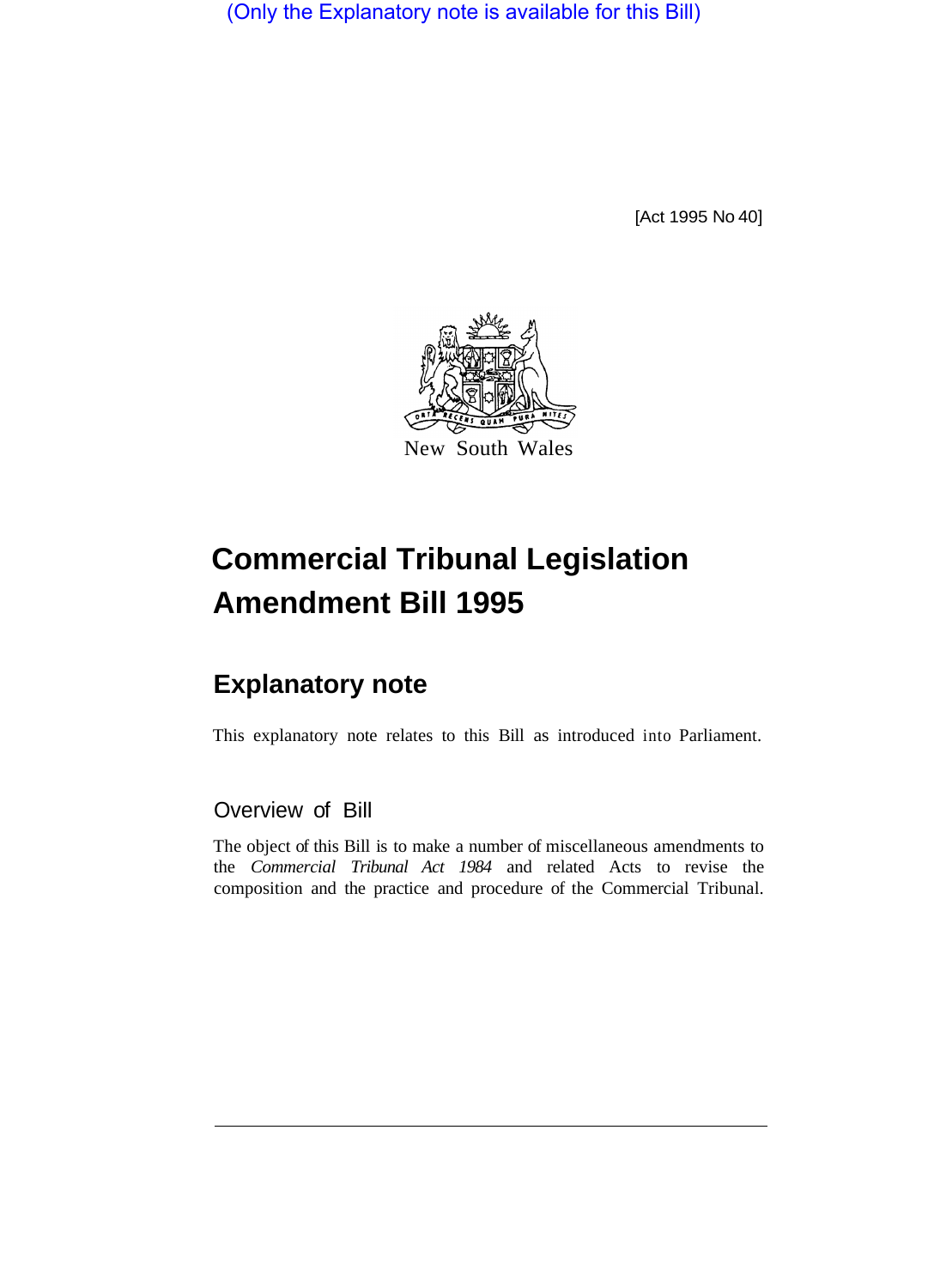(Only the Explanatory note is available for this Bill)

[Act 1995 No 40]

New South Wales

# Commercial Tribunal Legislation Amendment Bill 1995

## Explanatory note

This explanatory note relates to this Bill as introduced into Parliament.

### Overview of Bill

The object of this Bill is to make a number of miscellaneous amendments to the *Commercial Tribunal Act 1984* and related Acts to revise the composition and the practice and procedure of the Commercial Tribunal.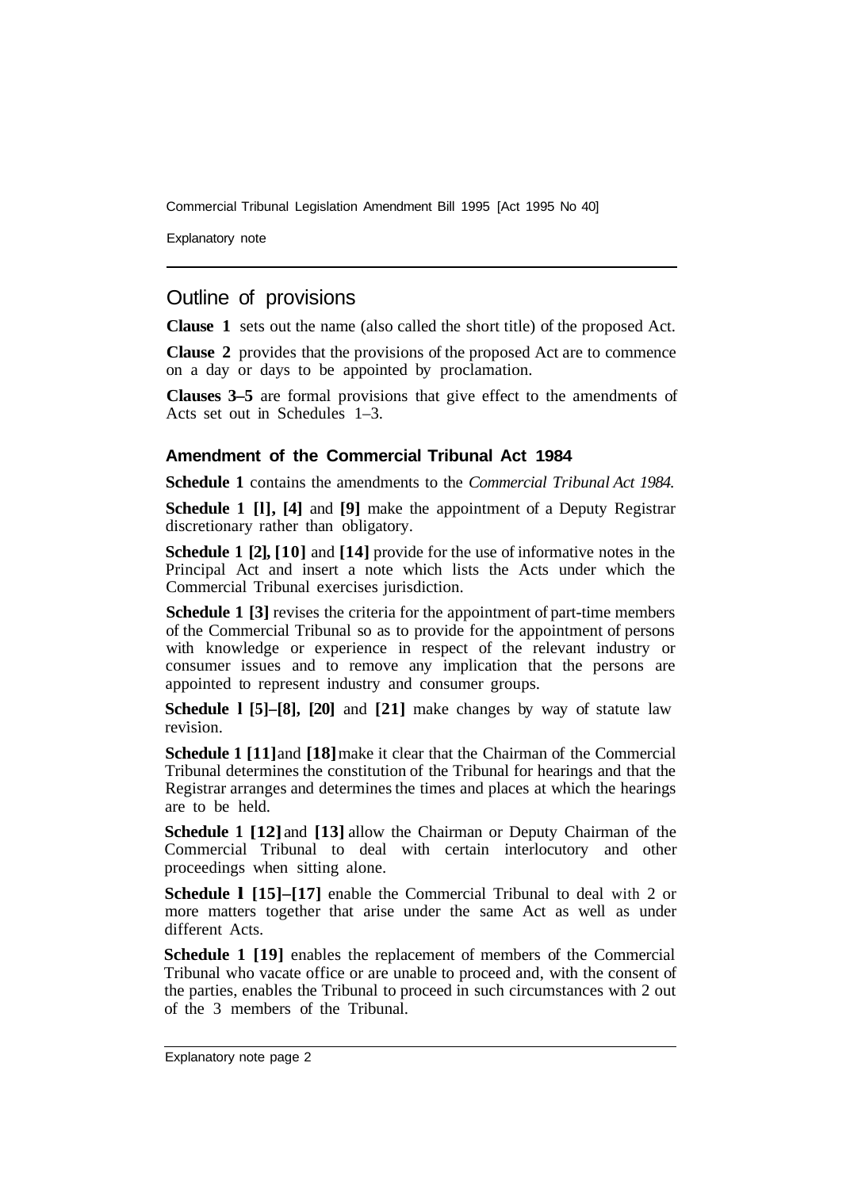## Outline of provisions

**Clause 1** sets out the name (also called the short title) of the proposed Act.

**Clause 2** provides that the provisions of the proposed Act are to commence on a day or days to be appointed by proclamation.

**Clauses 3–5** are formal provisions that give effect to the amendments of Acts set out in Schedules 1–3.

### Amendment of the Commercial Tribunal Act 1984

**Schedule 1** contains the amendments to the *Commercial Tribunal Act 1984.*

**Schedule 1 [l], [4]** and **[9]** make the appointment of a Deputy Registrar discretionary rather than obligatory.

**Schedule 1 [2], [10]** and **[14]** provide for the use of informative notes in the Principal Act and insert a note which lists the Acts under which the Commercial Tribunal exercises jurisdiction.

**Schedule 1 [3]** revises the criteria for the appointment of part-time members of the Commercial Tribunal so as to provide for the appointment of persons with knowledge or experience in respect of the relevant industry or consumer issues and to remove any implication that the persons are appointed to represent industry and consumer groups.

**Schedule l [5]–[8], [20]** and **[21]** make changes by way of statute law revision.

**Schedule 1 [11]** and **[18]** make it clear that the Chairman of the Commercial Tribunal determines the constitution of the Tribunal for hearings and that the Registrar arranges and determines the times and places at which the hearings are to be held.

**Schedule 1 [12]** and **[13]** allow the Chairman or Deputy Chairman of the Commercial Tribunal to deal with certain interlocutory and other proceedings when sitting alone.

**Schedule l [15]–[17]** enable the Commercial Tribunal to deal with 2 or more matters together that arise under the same Act as well as under different Acts.

**Schedule 1 [19]** enables the replacement of members of the Commercial Tribunal who vacate office or are unable to proceed and, with the consent of the parties, enables the Tribunal to proceed in such circumstances with 2 out of the 3 members of the Tribunal.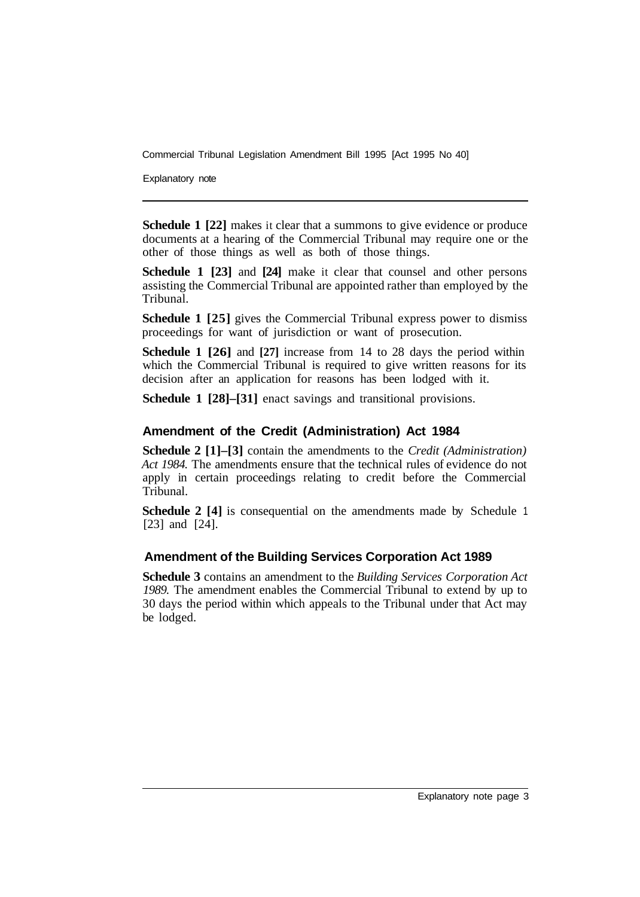**Schedule 1 [22]** makes it clear that a summons to give evidence or produce documents at a hearing of the Commercial Tribunal may require one or the other of those things as well as both of those things.

**Schedule 1 [23]** and **[24]** make it clear that counsel and other persons assisting the Commercial Tribunal are appointed rather than employed by the Tribunal.

**Schedule 1 [25]** gives the Commercial Tribunal express power to dismiss proceedings for want of jurisdiction or want of prosecution.

**Schedule 1 [26]** and **[27]** increase from 14 to 28 days the period within which the Commercial Tribunal is required to give written reasons for its decision after an application for reasons has been lodged with it.

**Schedule 1 [28]–[31]** enact savings and transitional provisions.

## Amendment of the Credit (Administration) Act 1984

**Schedule 2 [1]–[3]** contain the amendments to the *Credit (Administration) Act 1984.* The amendments ensure that the technical rules of evidence do not apply in certain proceedings relating to credit before the Commercial Tribunal.

**Schedule 2 [4]** is consequential on the amendments made by Schedule 1 [23] and [24].

## Amendment of the Building Services Corporation Act 1989

**Schedule 3** contains an amendment to the *Building Services Corporation Act 1989.* The amendment enables the Commercial Tribunal to extend by up to 30 days the period within which appeals to the Tribunal under that Act may be lodged.